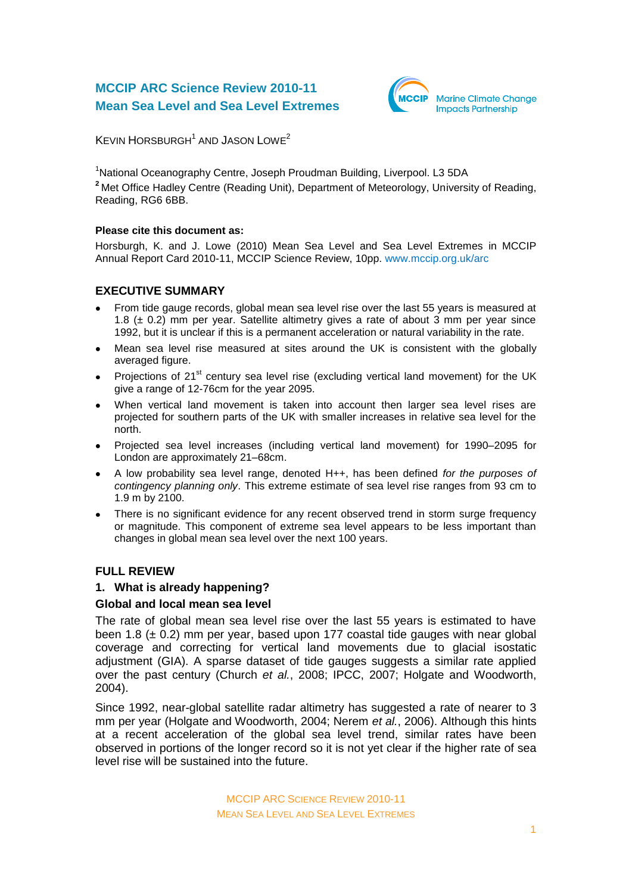# MCCIP ARC Science Review 2010-11
# Mean Sea Level and Sea Level Extremes

Marine Climate Change Impacts Partnership

KEVIN HORSBURGH[1] AND JASON LOWE[2]

[1]National Oceanography Centre, Joseph Proudman Building, Liverpool. L3 5DA

[2] Met Office Hadley Centre (Reading Unit), Department of Meteorology, University of Reading, Reading, RG6 6BB.

**Please cite this document as:**

Horsburgh, K. and J. Lowe (2010) Mean Sea Level and Sea Level Extremes in MCCIP Annual Report Card 2010-11, MCCIP Science Review, 10pp. www.mccip.org.uk/arc

## EXECUTIVE SUMMARY

- From tide gauge records, global mean sea level rise over the last 55 years is measured at 1.8 (± 0.2) mm per year. Satellite altimetry gives a rate of about 3 mm per year since 1992, but it is unclear if this is a permanent acceleration or natural variability in the rate.
- Mean sea level rise measured at sites around the UK is consistent with the globally averaged figure.
- Projections of 21st century sea level rise (excluding vertical land movement) for the UK give a range of 12-76cm for the year 2095.
- When vertical land movement is taken into account then larger sea level rises are projected for southern parts of the UK with smaller increases in relative sea level for the north.
- Projected sea level increases (including vertical land movement) for 1990–2095 for London are approximately 21–68cm.
- A low probability sea level range, denoted H++, has been defined *for the purposes of contingency planning only*. This extreme estimate of sea level rise ranges from 93 cm to 1.9 m by 2100.
- There is no significant evidence for any recent observed trend in storm surge frequency or magnitude. This component of extreme sea level appears to be less important than changes in global mean sea level over the next 100 years.

## FULL REVIEW

### 1. What is already happening?

#### Global and local mean sea level

The rate of global mean sea level rise over the last 55 years is estimated to have been 1.8 (± 0.2) mm per year, based upon 177 coastal tide gauges with near global coverage and correcting for vertical land movements due to glacial isostatic adjustment (GIA). A sparse dataset of tide gauges suggests a similar rate applied over the past century (Church *et al.*, 2008; IPCC, 2007; Holgate and Woodworth, 2004).

Since 1992, near-global satellite radar altimetry has suggested a rate of nearer to 3 mm per year (Holgate and Woodworth, 2004; Nerem *et al.*, 2006). Although this hints at a recent acceleration of the global sea level trend, similar rates have been observed in portions of the longer record so it is not yet clear if the higher rate of sea level rise will be sustained into the future.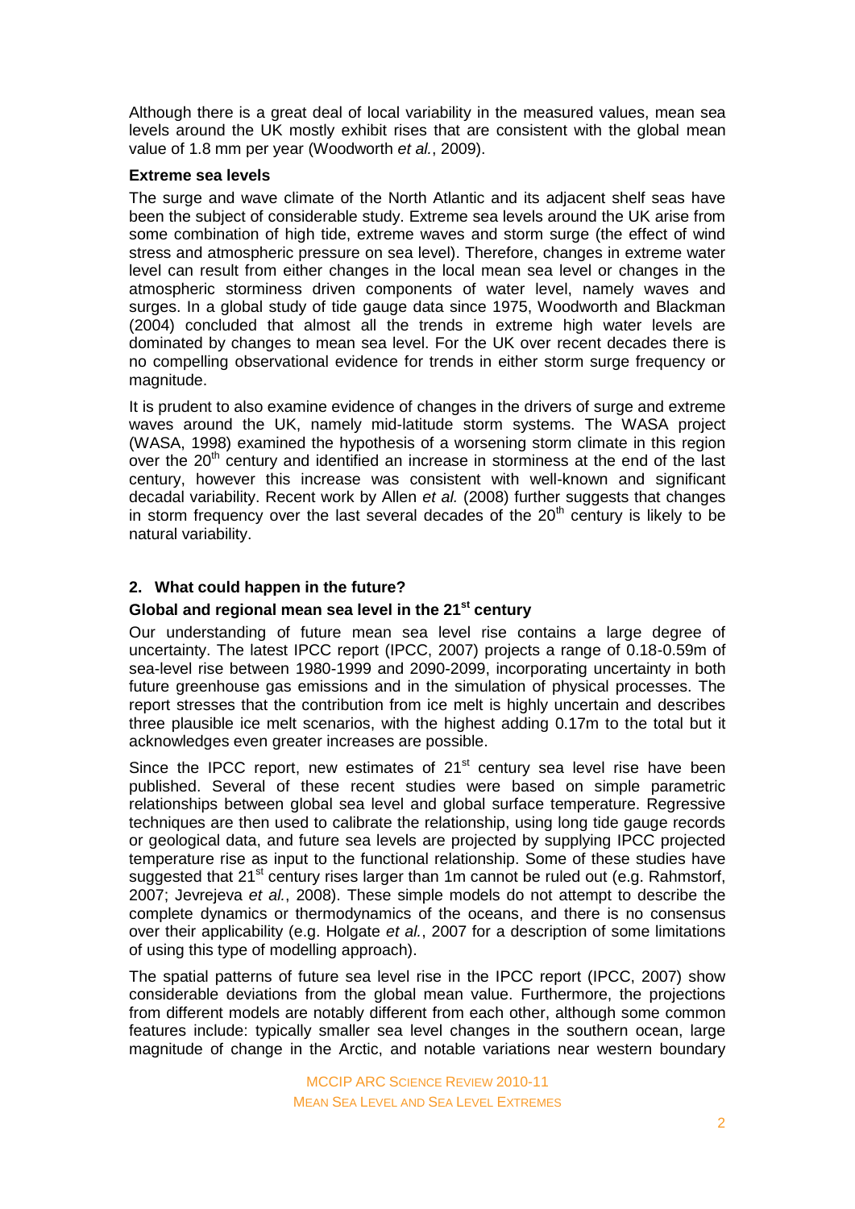Although there is a great deal of local variability in the measured values, mean sea levels around the UK mostly exhibit rises that are consistent with the global mean value of 1.8 mm per year (Woodworth *et al.*, 2009).

**Extreme sea levels**

The surge and wave climate of the North Atlantic and its adjacent shelf seas have been the subject of considerable study. Extreme sea levels around the UK arise from some combination of high tide, extreme waves and storm surge (the effect of wind stress and atmospheric pressure on sea level). Therefore, changes in extreme water level can result from either changes in the local mean sea level or changes in the atmospheric storminess driven components of water level, namely waves and surges. In a global study of tide gauge data since 1975, Woodworth and Blackman (2004) concluded that almost all the trends in extreme high water levels are dominated by changes to mean sea level. For the UK over recent decades there is no compelling observational evidence for trends in either storm surge frequency or magnitude.

It is prudent to also examine evidence of changes in the drivers of surge and extreme waves around the UK, namely mid-latitude storm systems. The WASA project (WASA, 1998) examined the hypothesis of a worsening storm climate in this region over the 20th century and identified an increase in storminess at the end of the last century, however this increase was consistent with well-known and significant decadal variability. Recent work by Allen *et al.* (2008) further suggests that changes in storm frequency over the last several decades of the 20th century is likely to be natural variability.

## 2. What could happen in the future?

### Global and regional mean sea level in the 21st century

Our understanding of future mean sea level rise contains a large degree of uncertainty. The latest IPCC report (IPCC, 2007) projects a range of 0.18-0.59m of sea-level rise between 1980-1999 and 2090-2099, incorporating uncertainty in both future greenhouse gas emissions and in the simulation of physical processes. The report stresses that the contribution from ice melt is highly uncertain and describes three plausible ice melt scenarios, with the highest adding 0.17m to the total but it acknowledges even greater increases are possible.

Since the IPCC report, new estimates of 21st century sea level rise have been published. Several of these recent studies were based on simple parametric relationships between global sea level and global surface temperature. Regressive techniques are then used to calibrate the relationship, using long tide gauge records or geological data, and future sea levels are projected by supplying IPCC projected temperature rise as input to the functional relationship. Some of these studies have suggested that 21st century rises larger than 1m cannot be ruled out (e.g. Rahmstorf, 2007; Jevrejeva *et al.*, 2008). These simple models do not attempt to describe the complete dynamics or thermodynamics of the oceans, and there is no consensus over their applicability (e.g. Holgate *et al.*, 2007 for a description of some limitations of using this type of modelling approach).

The spatial patterns of future sea level rise in the IPCC report (IPCC, 2007) show considerable deviations from the global mean value. Furthermore, the projections from different models are notably different from each other, although some common features include: typically smaller sea level changes in the southern ocean, large magnitude of change in the Arctic, and notable variations near western boundary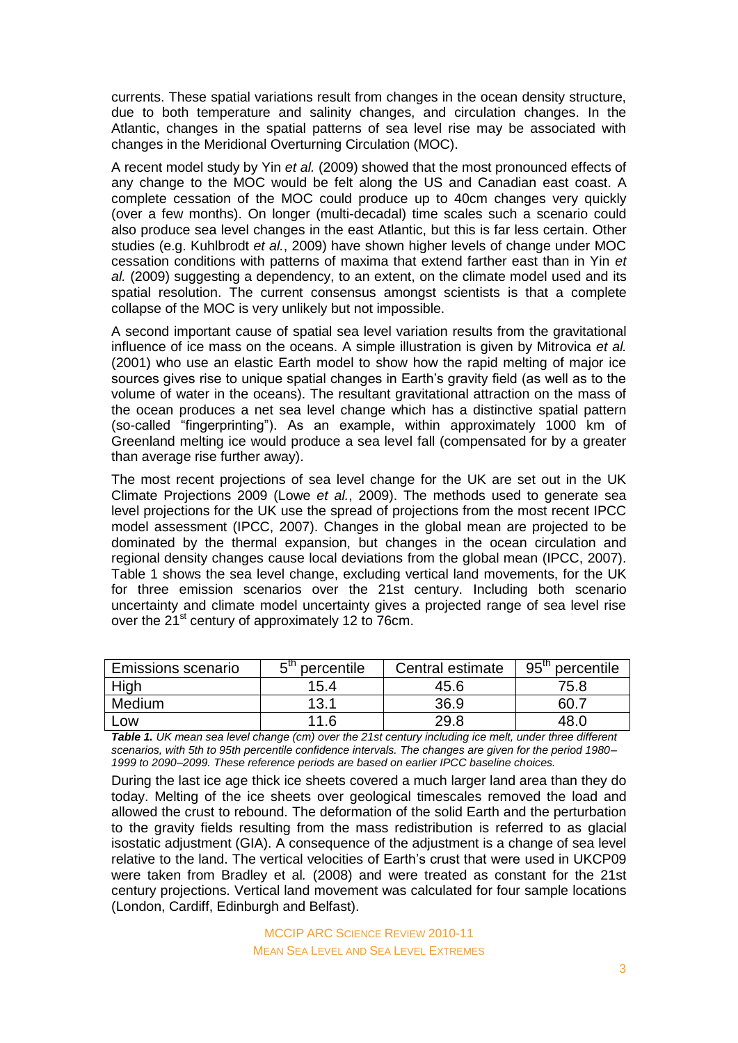currents. These spatial variations result from changes in the ocean density structure, due to both temperature and salinity changes, and circulation changes. In the Atlantic, changes in the spatial patterns of sea level rise may be associated with changes in the Meridional Overturning Circulation (MOC).

A recent model study by Yin *et al.* (2009) showed that the most pronounced effects of any change to the MOC would be felt along the US and Canadian east coast. A complete cessation of the MOC could produce up to 40cm changes very quickly (over a few months). On longer (multi-decadal) time scales such a scenario could also produce sea level changes in the east Atlantic, but this is far less certain. Other studies (e.g. Kuhlbrodt *et al.*, 2009) have shown higher levels of change under MOC cessation conditions with patterns of maxima that extend farther east than in Yin *et al.* (2009) suggesting a dependency, to an extent, on the climate model used and its spatial resolution. The current consensus amongst scientists is that a complete collapse of the MOC is very unlikely but not impossible.

A second important cause of spatial sea level variation results from the gravitational influence of ice mass on the oceans. A simple illustration is given by Mitrovica *et al.* (2001) who use an elastic Earth model to show how the rapid melting of major ice sources gives rise to unique spatial changes in Earth's gravity field (as well as to the volume of water in the oceans). The resultant gravitational attraction on the mass of the ocean produces a net sea level change which has a distinctive spatial pattern (so-called "fingerprinting"). As an example, within approximately 1000 km of Greenland melting ice would produce a sea level fall (compensated for by a greater than average rise further away).

The most recent projections of sea level change for the UK are set out in the UK Climate Projections 2009 (Lowe *et al.*, 2009). The methods used to generate sea level projections for the UK use the spread of projections from the most recent IPCC model assessment (IPCC, 2007). Changes in the global mean are projected to be dominated by the thermal expansion, but changes in the ocean circulation and regional density changes cause local deviations from the global mean (IPCC, 2007). Table 1 shows the sea level change, excluding vertical land movements, for the UK for three emission scenarios over the 21st century. Including both scenario uncertainty and climate model uncertainty gives a projected range of sea level rise over the 21st century of approximately 12 to 76cm.

| Emissions scenario | 5th percentile | Central estimate | 95th percentile |
| --- | --- | --- | --- |
| High | 15.4 | 45.6 | 75.8 |
| Medium | 13.1 | 36.9 | 60.7 |
| Low | 11.6 | 29.8 | 48.0 |

***Table 1.*** *UK mean sea level change (cm) over the 21st century including ice melt, under three different scenarios, with 5th to 95th percentile confidence intervals. The changes are given for the period 1980–1999 to 2090–2099. These reference periods are based on earlier IPCC baseline choices.*

During the last ice age thick ice sheets covered a much larger land area than they do today. Melting of the ice sheets over geological timescales removed the load and allowed the crust to rebound. The deformation of the solid Earth and the perturbation to the gravity fields resulting from the mass redistribution is referred to as glacial isostatic adjustment (GIA). A consequence of the adjustment is a change of sea level relative to the land. The vertical velocities of Earth's crust that were used in UKCP09 were taken from Bradley et al*.* (2008) and were treated as constant for the 21st century projections. Vertical land movement was calculated for four sample locations (London, Cardiff, Edinburgh and Belfast).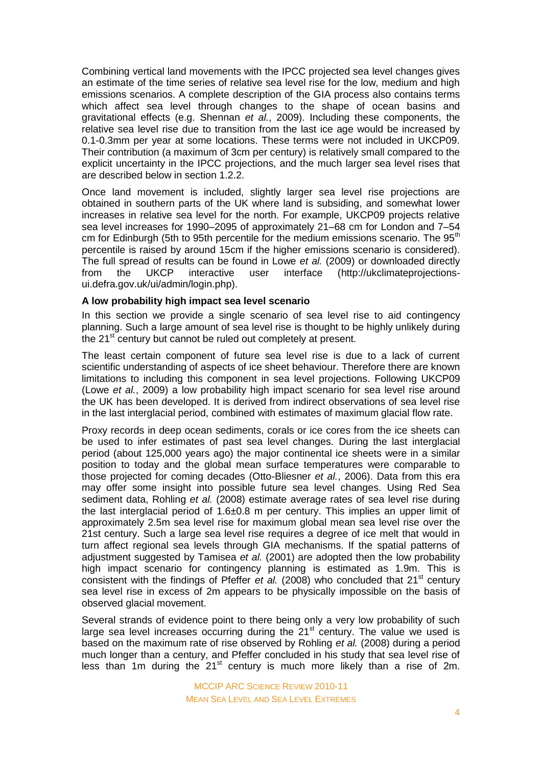Combining vertical land movements with the IPCC projected sea level changes gives an estimate of the time series of relative sea level rise for the low, medium and high emissions scenarios. A complete description of the GIA process also contains terms which affect sea level through changes to the shape of ocean basins and gravitational effects (e.g. Shennan *et al.*, 2009). Including these components, the relative sea level rise due to transition from the last ice age would be increased by 0.1-0.3mm per year at some locations. These terms were not included in UKCP09. Their contribution (a maximum of 3cm per century) is relatively small compared to the explicit uncertainty in the IPCC projections, and the much larger sea level rises that are described below in section 1.2.2.

Once land movement is included, slightly larger sea level rise projections are obtained in southern parts of the UK where land is subsiding, and somewhat lower increases in relative sea level for the north. For example, UKCP09 projects relative sea level increases for 1990–2095 of approximately 21–68 cm for London and 7–54 cm for Edinburgh (5th to 95th percentile for the medium emissions scenario. The 95th percentile is raised by around 15cm if the higher emissions scenario is considered). The full spread of results can be found in Lowe *et al.* (2009) or downloaded directly from the UKCP interactive user interface (http://ukclimateprojections-ui.defra.gov.uk/ui/admin/login.php).

**A low probability high impact sea level scenario**

In this section we provide a single scenario of sea level rise to aid contingency planning. Such a large amount of sea level rise is thought to be highly unlikely during the 21st century but cannot be ruled out completely at present.

The least certain component of future sea level rise is due to a lack of current scientific understanding of aspects of ice sheet behaviour. Therefore there are known limitations to including this component in sea level projections. Following UKCP09 (Lowe *et al.*, 2009) a low probability high impact scenario for sea level rise around the UK has been developed. It is derived from indirect observations of sea level rise in the last interglacial period, combined with estimates of maximum glacial flow rate.

Proxy records in deep ocean sediments, corals or ice cores from the ice sheets can be used to infer estimates of past sea level changes. During the last interglacial period (about 125,000 years ago) the major continental ice sheets were in a similar position to today and the global mean surface temperatures were comparable to those projected for coming decades (Otto-Bliesner *et al.*, 2006). Data from this era may offer some insight into possible future sea level changes. Using Red Sea sediment data, Rohling *et al.* (2008) estimate average rates of sea level rise during the last interglacial period of 1.6±0.8 m per century. This implies an upper limit of approximately 2.5m sea level rise for maximum global mean sea level rise over the 21st century. Such a large sea level rise requires a degree of ice melt that would in turn affect regional sea levels through GIA mechanisms. If the spatial patterns of adjustment suggested by Tamisea *et al.* (2001) are adopted then the low probability high impact scenario for contingency planning is estimated as 1.9m. This is consistent with the findings of Pfeffer *et al.* (2008) who concluded that 21st century sea level rise in excess of 2m appears to be physically impossible on the basis of observed glacial movement.

Several strands of evidence point to there being only a very low probability of such large sea level increases occurring during the 21st century. The value we used is based on the maximum rate of rise observed by Rohling *et al.* (2008) during a period much longer than a century, and Pfeffer concluded in his study that sea level rise of less than 1m during the 21st century is much more likely than a rise of 2m.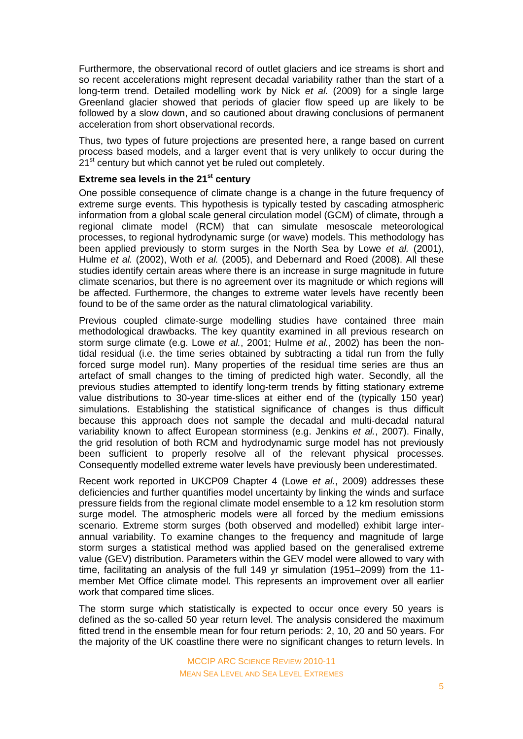Furthermore, the observational record of outlet glaciers and ice streams is short and so recent accelerations might represent decadal variability rather than the start of a long-term trend. Detailed modelling work by Nick *et al.* (2009) for a single large Greenland glacier showed that periods of glacier flow speed up are likely to be followed by a slow down, and so cautioned about drawing conclusions of permanent acceleration from short observational records.

Thus, two types of future projections are presented here, a range based on current process based models, and a larger event that is very unlikely to occur during the 21st century but which cannot yet be ruled out completely.

**Extreme sea levels in the 21st century**

One possible consequence of climate change is a change in the future frequency of extreme surge events. This hypothesis is typically tested by cascading atmospheric information from a global scale general circulation model (GCM) of climate, through a regional climate model (RCM) that can simulate mesoscale meteorological processes, to regional hydrodynamic surge (or wave) models. This methodology has been applied previously to storm surges in the North Sea by Lowe *et al.* (2001), Hulme *et al.* (2002), Woth *et al.* (2005), and Debernard and Roed (2008). All these studies identify certain areas where there is an increase in surge magnitude in future climate scenarios, but there is no agreement over its magnitude or which regions will be affected. Furthermore, the changes to extreme water levels have recently been found to be of the same order as the natural climatological variability.

Previous coupled climate-surge modelling studies have contained three main methodological drawbacks. The key quantity examined in all previous research on storm surge climate (e.g. Lowe *et al.*, 2001; Hulme *et al.*, 2002) has been the non-tidal residual (i.e. the time series obtained by subtracting a tidal run from the fully forced surge model run). Many properties of the residual time series are thus an artefact of small changes to the timing of predicted high water. Secondly, all the previous studies attempted to identify long-term trends by fitting stationary extreme value distributions to 30-year time-slices at either end of the (typically 150 year) simulations. Establishing the statistical significance of changes is thus difficult because this approach does not sample the decadal and multi-decadal natural variability known to affect European storminess (e.g. Jenkins *et al.*, 2007). Finally, the grid resolution of both RCM and hydrodynamic surge model has not previously been sufficient to properly resolve all of the relevant physical processes. Consequently modelled extreme water levels have previously been underestimated.

Recent work reported in UKCP09 Chapter 4 (Lowe *et al.*, 2009) addresses these deficiencies and further quantifies model uncertainty by linking the winds and surface pressure fields from the regional climate model ensemble to a 12 km resolution storm surge model. The atmospheric models were all forced by the medium emissions scenario. Extreme storm surges (both observed and modelled) exhibit large inter-annual variability. To examine changes to the frequency and magnitude of large storm surges a statistical method was applied based on the generalised extreme value (GEV) distribution. Parameters within the GEV model were allowed to vary with time, facilitating an analysis of the full 149 yr simulation (1951–2099) from the 11-member Met Office climate model. This represents an improvement over all earlier work that compared time slices.

The storm surge which statistically is expected to occur once every 50 years is defined as the so-called 50 year return level. The analysis considered the maximum fitted trend in the ensemble mean for four return periods: 2, 10, 20 and 50 years. For the majority of the UK coastline there were no significant changes to return levels. In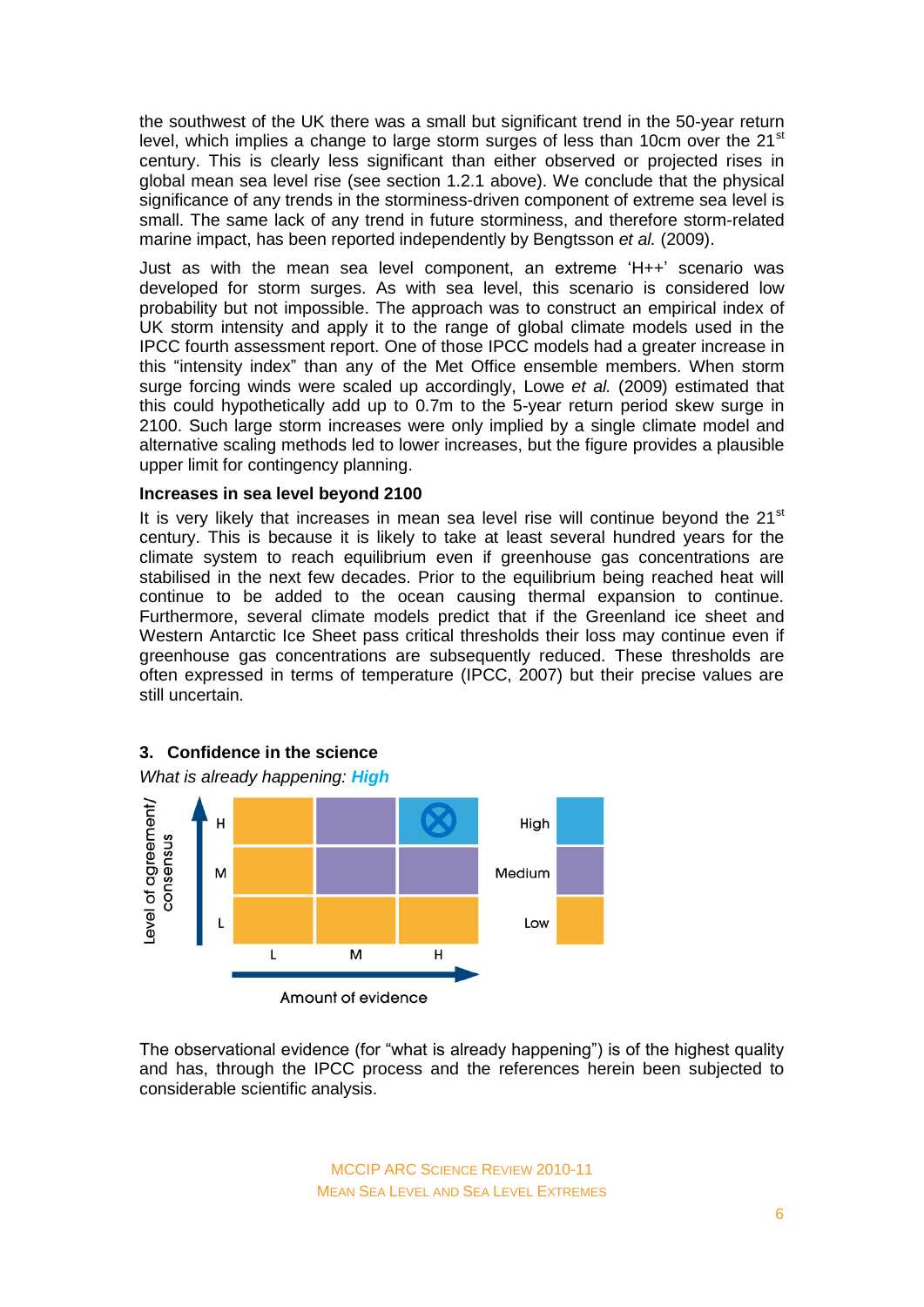the southwest of the UK there was a small but significant trend in the 50-year return level, which implies a change to large storm surges of less than 10cm over the 21st century. This is clearly less significant than either observed or projected rises in global mean sea level rise (see section 1.2.1 above). We conclude that the physical significance of any trends in the storminess-driven component of extreme sea level is small. The same lack of any trend in future storminess, and therefore storm-related marine impact, has been reported independently by Bengtsson *et al.* (2009).

Just as with the mean sea level component, an extreme 'H++' scenario was developed for storm surges. As with sea level, this scenario is considered low probability but not impossible. The approach was to construct an empirical index of UK storm intensity and apply it to the range of global climate models used in the IPCC fourth assessment report. One of those IPCC models had a greater increase in this "intensity index" than any of the Met Office ensemble members. When storm surge forcing winds were scaled up accordingly, Lowe *et al.* (2009) estimated that this could hypothetically add up to 0.7m to the 5-year return period skew surge in 2100. Such large storm increases were only implied by a single climate model and alternative scaling methods led to lower increases, but the figure provides a plausible upper limit for contingency planning.

**Increases in sea level beyond 2100**

It is very likely that increases in mean sea level rise will continue beyond the 21st century. This is because it is likely to take at least several hundred years for the climate system to reach equilibrium even if greenhouse gas concentrations are stabilised in the next few decades. Prior to the equilibrium being reached heat will continue to be added to the ocean causing thermal expansion to continue. Furthermore, several climate models predict that if the Greenland ice sheet and Western Antarctic Ice Sheet pass critical thresholds their loss may continue even if greenhouse gas concentrations are subsequently reduced. These thresholds are often expressed in terms of temperature (IPCC, 2007) but their precise values are still uncertain.

## 3. Confidence in the science

*What is already happening:* ***High***

Level of agreement/ consensus

H

M

L

L M H

Amount of evidence

High

Medium

Low

The observational evidence (for "what is already happening") is of the highest quality and has, through the IPCC process and the references herein been subjected to considerable scientific analysis.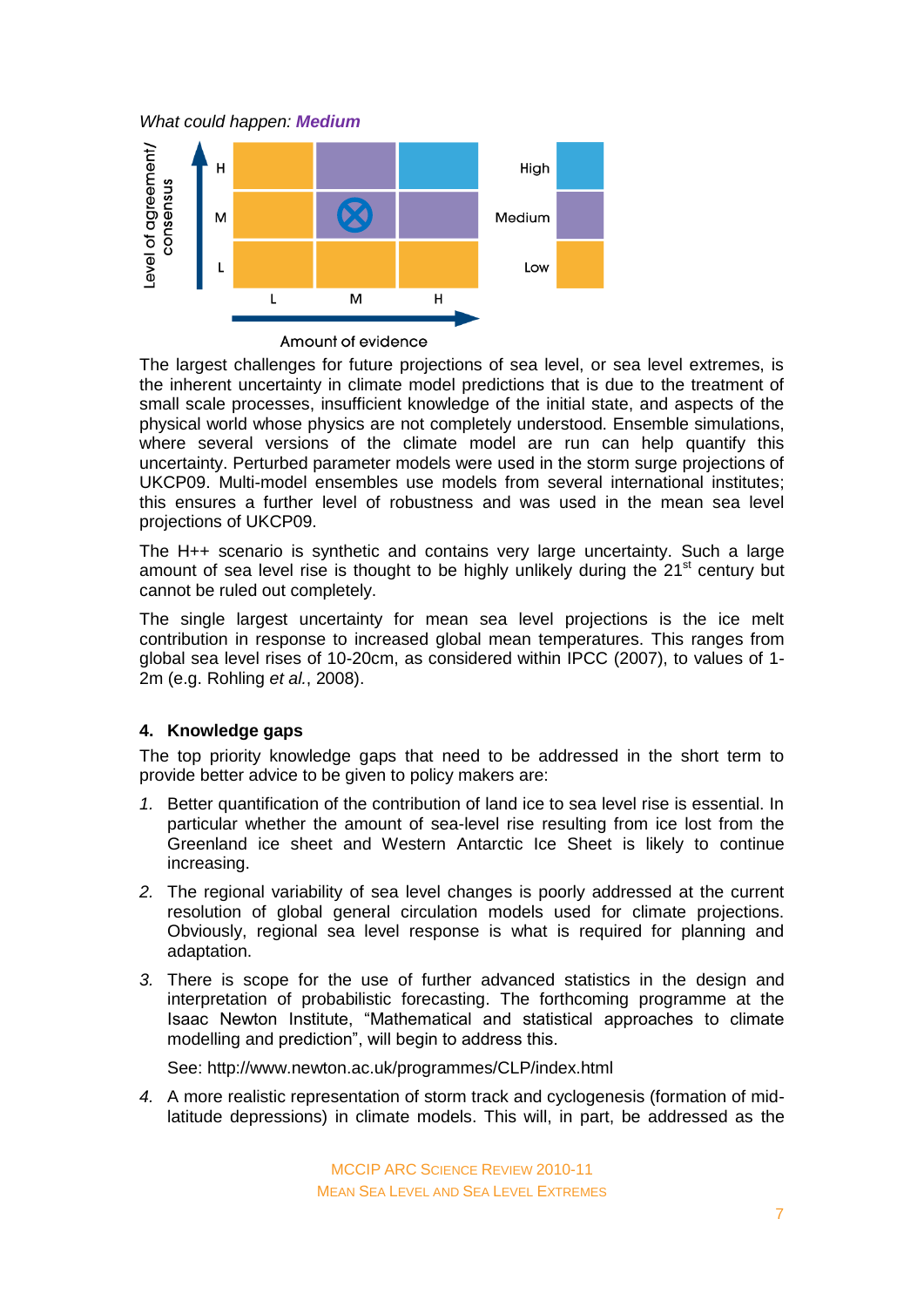*What could happen:* ***Medium***

Level of agreement/ consensus

H

M

L

L

M

H

Amount of evidence

High

Medium

Low

The largest challenges for future projections of sea level, or sea level extremes, is the inherent uncertainty in climate model predictions that is due to the treatment of small scale processes, insufficient knowledge of the initial state, and aspects of the physical world whose physics are not completely understood. Ensemble simulations, where several versions of the climate model are run can help quantify this uncertainty. Perturbed parameter models were used in the storm surge projections of UKCP09. Multi-model ensembles use models from several international institutes; this ensures a further level of robustness and was used in the mean sea level projections of UKCP09.

The H++ scenario is synthetic and contains very large uncertainty. Such a large amount of sea level rise is thought to be highly unlikely during the 21st century but cannot be ruled out completely.

The single largest uncertainty for mean sea level projections is the ice melt contribution in response to increased global mean temperatures. This ranges from global sea level rises of 10-20cm, as considered within IPCC (2007), to values of 1-2m (e.g. Rohling *et al.*, 2008).

## 4. Knowledge gaps

The top priority knowledge gaps that need to be addressed in the short term to provide better advice to be given to policy makers are:

1. Better quantification of the contribution of land ice to sea level rise is essential. In particular whether the amount of sea-level rise resulting from ice lost from the Greenland ice sheet and Western Antarctic Ice Sheet is likely to continue increasing.
2. The regional variability of sea level changes is poorly addressed at the current resolution of global general circulation models used for climate projections. Obviously, regional sea level response is what is required for planning and adaptation.
3. There is scope for the use of further advanced statistics in the design and interpretation of probabilistic forecasting. The forthcoming programme at the Isaac Newton Institute, “Mathematical and statistical approaches to climate modelling and prediction”, will begin to address this.

   See: http://www.newton.ac.uk/programmes/CLP/index.html
4. A more realistic representation of storm track and cyclogenesis (formation of mid-latitude depressions) in climate models. This will, in part, be addressed as the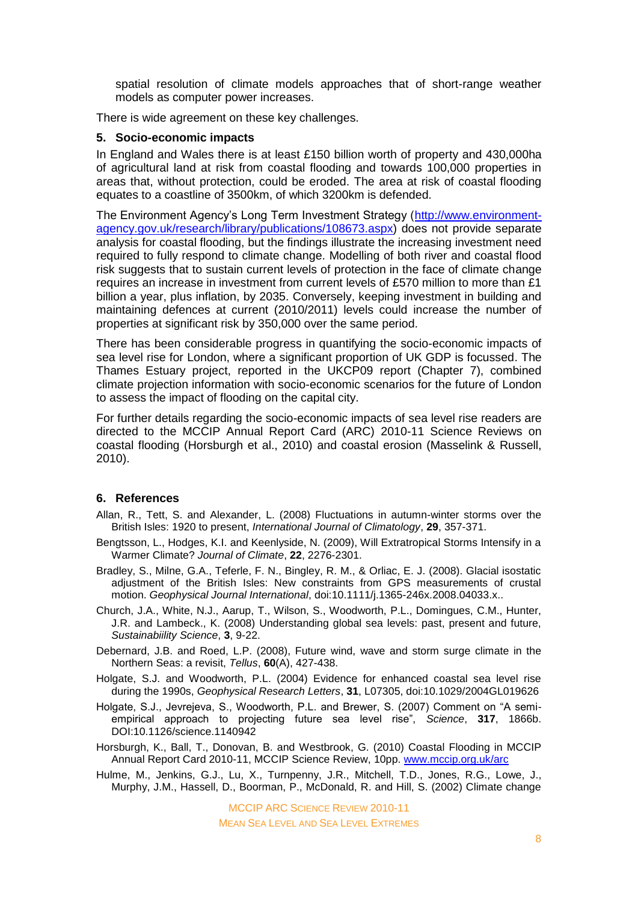spatial resolution of climate models approaches that of short-range weather models as computer power increases.

There is wide agreement on these key challenges.

## 5. Socio-economic impacts

In England and Wales there is at least £150 billion worth of property and 430,000ha of agricultural land at risk from coastal flooding and towards 100,000 properties in areas that, without protection, could be eroded. The area at risk of coastal flooding equates to a coastline of 3500km, of which 3200km is defended.

The Environment Agency's Long Term Investment Strategy (http://www.environment-agency.gov.uk/research/library/publications/108673.aspx) does not provide separate analysis for coastal flooding, but the findings illustrate the increasing investment need required to fully respond to climate change. Modelling of both river and coastal flood risk suggests that to sustain current levels of protection in the face of climate change requires an increase in investment from current levels of £570 million to more than £1 billion a year, plus inflation, by 2035. Conversely, keeping investment in building and maintaining defences at current (2010/2011) levels could increase the number of properties at significant risk by 350,000 over the same period.

There has been considerable progress in quantifying the socio-economic impacts of sea level rise for London, where a significant proportion of UK GDP is focussed. The Thames Estuary project, reported in the UKCP09 report (Chapter 7), combined climate projection information with socio-economic scenarios for the future of London to assess the impact of flooding on the capital city.

For further details regarding the socio-economic impacts of sea level rise readers are directed to the MCCIP Annual Report Card (ARC) 2010-11 Science Reviews on coastal flooding (Horsburgh et al., 2010) and coastal erosion (Masselink & Russell, 2010).

## 6. References

Allan, R., Tett, S. and Alexander, L. (2008) Fluctuations in autumn-winter storms over the British Isles: 1920 to present, *International Journal of Climatology*, **29**, 357-371.

Bengtsson, L., Hodges, K.I. and Keenlyside, N. (2009), Will Extratropical Storms Intensify in a Warmer Climate? *Journal of Climate*, **22**, 2276-2301.

Bradley, S., Milne, G.A., Teferle, F. N., Bingley, R. M., & Orliac, E. J. (2008). Glacial isostatic adjustment of the British Isles: New constraints from GPS measurements of crustal motion. *Geophysical Journal International*, doi:10.1111/j.1365-246x.2008.04033.x..

Church, J.A., White, N.J., Aarup, T., Wilson, S., Woodworth, P.L., Domingues, C.M., Hunter, J.R. and Lambeck., K. (2008) Understanding global sea levels: past, present and future, *Sustainability Science*, **3**, 9-22.

Debernard, J.B. and Roed, L.P. (2008), Future wind, wave and storm surge climate in the Northern Seas: a revisit, *Tellus*, **60**(A), 427-438.

Holgate, S.J. and Woodworth, P.L. (2004) Evidence for enhanced coastal sea level rise during the 1990s, *Geophysical Research Letters*, **31**, L07305, doi:10.1029/2004GL019626

Holgate, S.J., Jevrejeva, S., Woodworth, P.L. and Brewer, S. (2007) Comment on "A semi-empirical approach to projecting future sea level rise", *Science*, **317**, 1866b. DOI:10.1126/science.1140942

Horsburgh, K., Ball, T., Donovan, B. and Westbrook, G. (2010) Coastal Flooding in MCCIP Annual Report Card 2010-11, MCCIP Science Review, 10pp. www.mccip.org.uk/arc

Hulme, M., Jenkins, G.J., Lu, X., Turnpenny, J.R., Mitchell, T.D., Jones, R.G., Lowe, J., Murphy, J.M., Hassell, D., Boorman, P., McDonald, R. and Hill, S. (2002) Climate change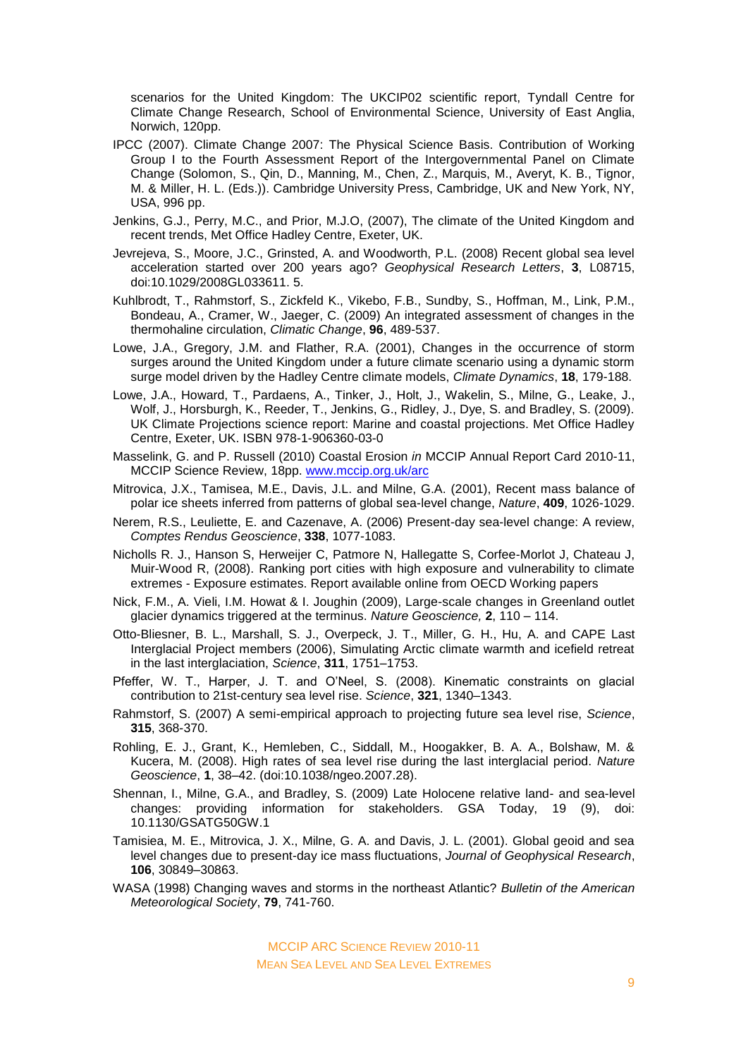scenarios for the United Kingdom: The UKCIP02 scientific report, Tyndall Centre for Climate Change Research, School of Environmental Science, University of East Anglia, Norwich, 120pp.

IPCC (2007). Climate Change 2007: The Physical Science Basis. Contribution of Working Group I to the Fourth Assessment Report of the Intergovernmental Panel on Climate Change (Solomon, S., Qin, D., Manning, M., Chen, Z., Marquis, M., Averyt, K. B., Tignor, M. & Miller, H. L. (Eds.)). Cambridge University Press, Cambridge, UK and New York, NY, USA, 996 pp.

Jenkins, G.J., Perry, M.C., and Prior, M.J.O, (2007), The climate of the United Kingdom and recent trends, Met Office Hadley Centre, Exeter, UK.

Jevrejeva, S., Moore, J.C., Grinsted, A. and Woodworth, P.L. (2008) Recent global sea level acceleration started over 200 years ago? *Geophysical Research Letters*, **3**, L08715, doi:10.1029/2008GL033611. 5.

Kuhlbrodt, T., Rahmstorf, S., Zickfeld K., Vikebo, F.B., Sundby, S., Hoffman, M., Link, P.M., Bondeau, A., Cramer, W., Jaeger, C. (2009) An integrated assessment of changes in the thermohaline circulation, *Climatic Change*, **96**, 489-537.

Lowe, J.A., Gregory, J.M. and Flather, R.A. (2001), Changes in the occurrence of storm surges around the United Kingdom under a future climate scenario using a dynamic storm surge model driven by the Hadley Centre climate models, *Climate Dynamics*, **18**, 179-188.

Lowe, J.A., Howard, T., Pardaens, A., Tinker, J., Holt, J., Wakelin, S., Milne, G., Leake, J., Wolf, J., Horsburgh, K., Reeder, T., Jenkins, G., Ridley, J., Dye, S. and Bradley, S. (2009). UK Climate Projections science report: Marine and coastal projections. Met Office Hadley Centre, Exeter, UK. ISBN 978-1-906360-03-0

Masselink, G. and P. Russell (2010) Coastal Erosion *in* MCCIP Annual Report Card 2010-11, MCCIP Science Review, 18pp. www.mccip.org.uk/arc

Mitrovica, J.X., Tamisea, M.E., Davis, J.L. and Milne, G.A. (2001), Recent mass balance of polar ice sheets inferred from patterns of global sea-level change, *Nature*, **409**, 1026-1029.

Nerem, R.S., Leuliette, E. and Cazenave, A. (2006) Present-day sea-level change: A review, *Comptes Rendus Geoscience*, **338**, 1077-1083.

Nicholls R. J., Hanson S, Herweijer C, Patmore N, Hallegatte S, Corfee-Morlot J, Chateau J, Muir-Wood R, (2008). Ranking port cities with high exposure and vulnerability to climate extremes - Exposure estimates. Report available online from OECD Working papers

Nick, F.M., A. Vieli, I.M. Howat & I. Joughin (2009), Large-scale changes in Greenland outlet glacier dynamics triggered at the terminus. *Nature Geoscience,* **2**, 110 – 114.

Otto-Bliesner, B. L., Marshall, S. J., Overpeck, J. T., Miller, G. H., Hu, A. and CAPE Last Interglacial Project members (2006), Simulating Arctic climate warmth and icefield retreat in the last interglaciation, *Science*, **311**, 1751–1753.

Pfeffer, W. T., Harper, J. T. and O'Neel, S. (2008). Kinematic constraints on glacial contribution to 21st-century sea level rise. *Science*, **321**, 1340–1343.

Rahmstorf, S. (2007) A semi-empirical approach to projecting future sea level rise, *Science*, **315**, 368-370.

Rohling, E. J., Grant, K., Hemleben, C., Siddall, M., Hoogakker, B. A. A., Bolshaw, M. & Kucera, M. (2008). High rates of sea level rise during the last interglacial period. *Nature Geoscience*, **1**, 38–42. (doi:10.1038/ngeo.2007.28).

Shennan, I., Milne, G.A., and Bradley, S. (2009) Late Holocene relative land- and sea-level changes: providing information for stakeholders. GSA Today, 19 (9), doi: 10.1130/GSATG50GW.1

Tamisiea, M. E., Mitrovica, J. X., Milne, G. A. and Davis, J. L. (2001). Global geoid and sea level changes due to present-day ice mass fluctuations, *Journal of Geophysical Research*, **106**, 30849–30863.

WASA (1998) Changing waves and storms in the northeast Atlantic? *Bulletin of the American Meteorological Society*, **79**, 741-760.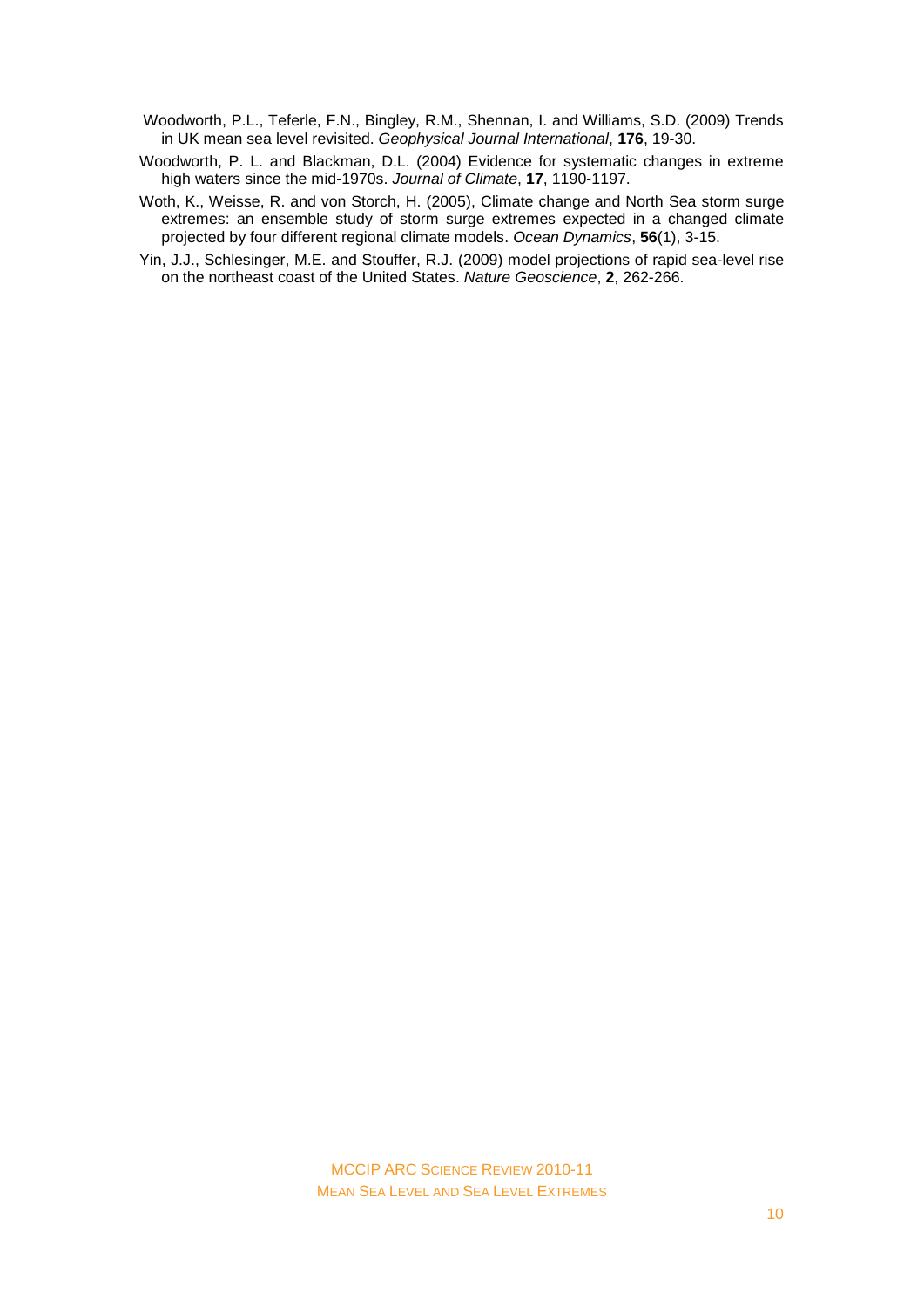Woodworth, P.L., Teferle, F.N., Bingley, R.M., Shennan, I. and Williams, S.D. (2009) Trends in UK mean sea level revisited. *Geophysical Journal International*, **176**, 19-30.

Woodworth, P. L. and Blackman, D.L. (2004) Evidence for systematic changes in extreme high waters since the mid-1970s. *Journal of Climate*, **17**, 1190-1197.

Woth, K., Weisse, R. and von Storch, H. (2005), Climate change and North Sea storm surge extremes: an ensemble study of storm surge extremes expected in a changed climate projected by four different regional climate models. *Ocean Dynamics*, **56**(1), 3-15.

Yin, J.J., Schlesinger, M.E. and Stouffer, R.J. (2009) model projections of rapid sea-level rise on the northeast coast of the United States. *Nature Geoscience*, **2**, 262-266.